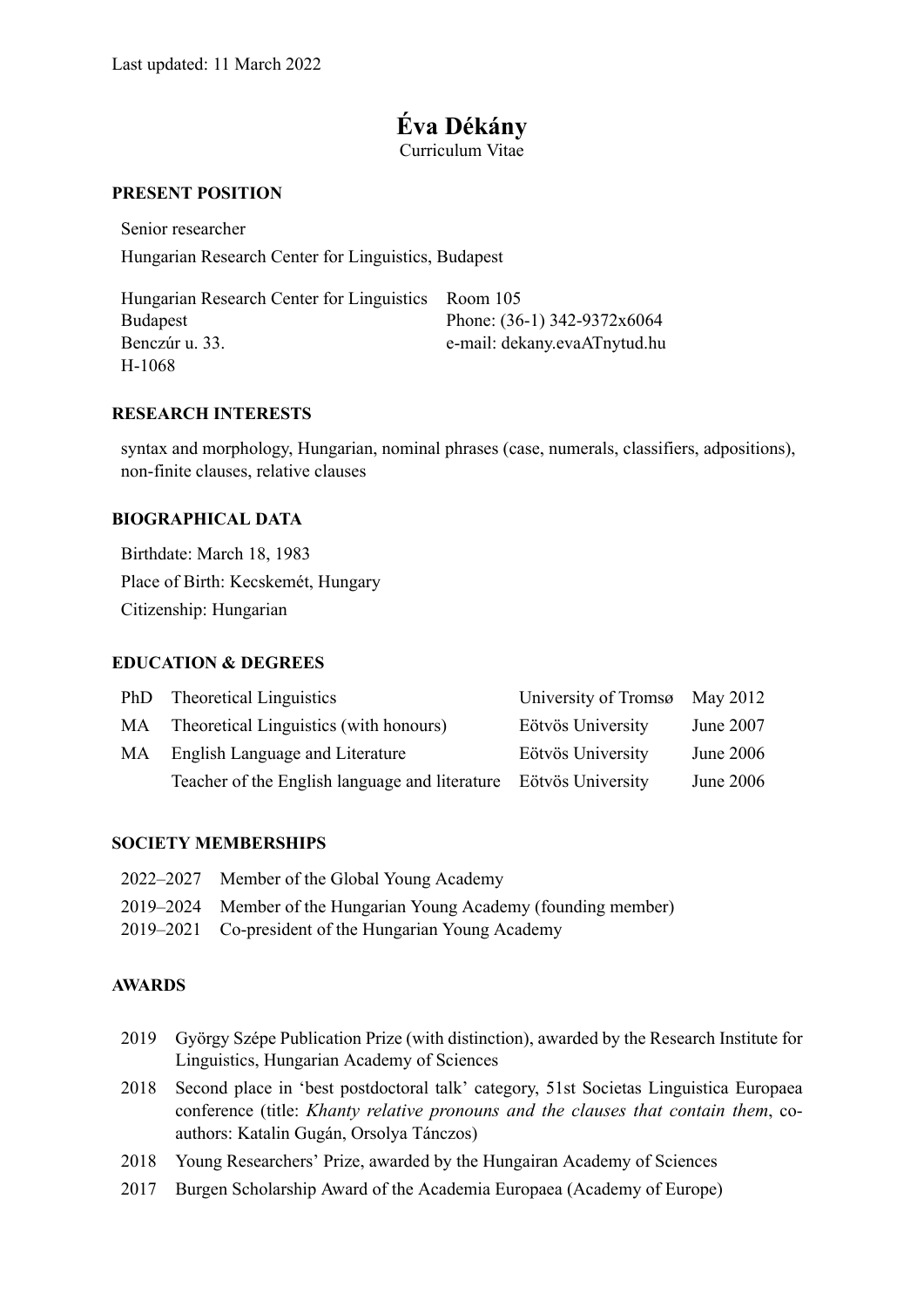Last updated: 11 March 2022

# Éva Dékány

Curriculum Vitae

## PRESENT POSITION

Senior researcher

Hungarian Research Center for Linguistics, Budapest

| | |
|---|---|
| Hungarian Research Center for Linguistics | Room 105 |
| Budapest | Phone: (36-1) 342-9372x6064 |
| Benczúr u. 33. | e-mail: dekany.evaATnytud.hu |
| H-1068 | |

## RESEARCH INTERESTS

syntax and morphology, Hungarian, nominal phrases (case, numerals, classifiers, adpositions), non-finite clauses, relative clauses

## BIOGRAPHICAL DATA

Birthdate: March 18, 1983

Place of Birth: Kecskemét, Hungary

Citizenship: Hungarian

## EDUCATION & DEGREES

| | | | |
|---|---|---|---|
| PhD | Theoretical Linguistics | University of Tromsø | May 2012 |
| MA | Theoretical Linguistics (with honours) | Eötvös University | June 2007 |
| MA | English Language and Literature | Eötvös University | June 2006 |
| | Teacher of the English language and literature | Eötvös University | June 2006 |

## SOCIETY MEMBERSHIPS

- 2022–2027 Member of the Global Young Academy
- 2019–2024 Member of the Hungarian Young Academy (founding member)
- 2019–2021 Co-president of the Hungarian Young Academy

## AWARDS

- 2019 György Szépe Publication Prize (with distinction), awarded by the Research Institute for Linguistics, Hungarian Academy of Sciences
- 2018 Second place in 'best postdoctoral talk' category, 51st Societas Linguistica Europaea conference (title: *Khanty relative pronouns and the clauses that contain them*, co-authors: Katalin Gugán, Orsolya Tánczos)
- 2018 Young Researchers' Prize, awarded by the Hungairan Academy of Sciences
- 2017 Burgen Scholarship Award of the Academia Europaea (Academy of Europe)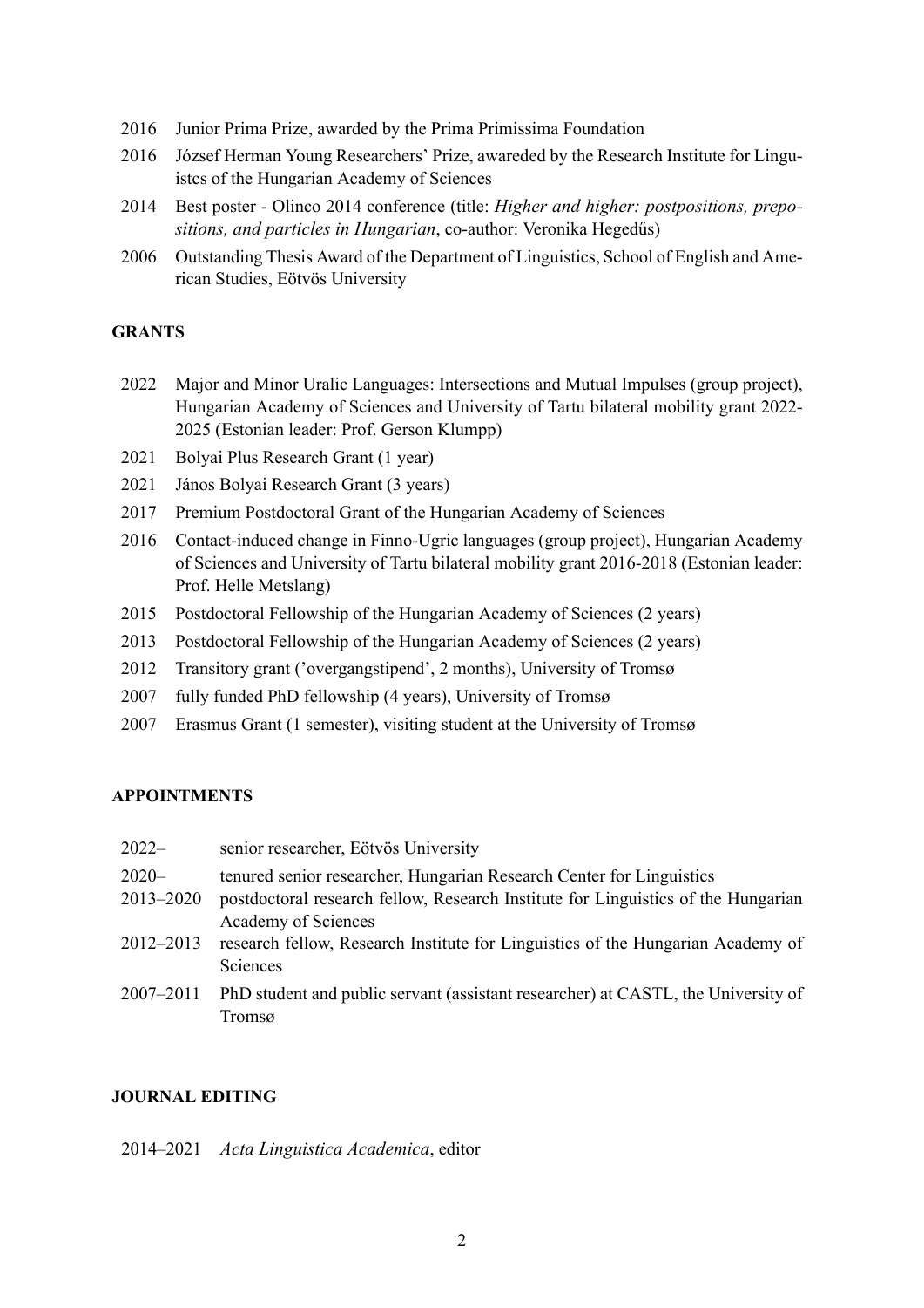2016 Junior Prima Prize, awarded by the Prima Primissima Foundation

2016 József Herman Young Researchers' Prize, awareded by the Research Institute for Linguistcs of the Hungarian Academy of Sciences

2014 Best poster - Olinco 2014 conference (title: *Higher and higher: postpositions, prepositions, and particles in Hungarian*, co-author: Veronika Hegedűs)

2006 Outstanding Thesis Award of the Department of Linguistics, School of English and American Studies, Eötvös University

## GRANTS

2022 Major and Minor Uralic Languages: Intersections and Mutual Impulses (group project), Hungarian Academy of Sciences and University of Tartu bilateral mobility grant 2022-2025 (Estonian leader: Prof. Gerson Klumpp)

2021 Bolyai Plus Research Grant (1 year)

2021 János Bolyai Research Grant (3 years)

2017 Premium Postdoctoral Grant of the Hungarian Academy of Sciences

2016 Contact-induced change in Finno-Ugric languages (group project), Hungarian Academy of Sciences and University of Tartu bilateral mobility grant 2016-2018 (Estonian leader: Prof. Helle Metslang)

2015 Postdoctoral Fellowship of the Hungarian Academy of Sciences (2 years)

2013 Postdoctoral Fellowship of the Hungarian Academy of Sciences (2 years)

2012 Transitory grant ('overgangstipend', 2 months), University of Tromsø

2007 fully funded PhD fellowship (4 years), University of Tromsø

2007 Erasmus Grant (1 semester), visiting student at the University of Tromsø

## APPOINTMENTS

2022– senior researcher, Eötvös University

2020– tenured senior researcher, Hungarian Research Center for Linguistics

2013–2020 postdoctoral research fellow, Research Institute for Linguistics of the Hungarian Academy of Sciences

2012–2013 research fellow, Research Institute for Linguistics of the Hungarian Academy of Sciences

2007–2011 PhD student and public servant (assistant researcher) at CASTL, the University of Tromsø

## JOURNAL EDITING

2014–2021 *Acta Linguistica Academica*, editor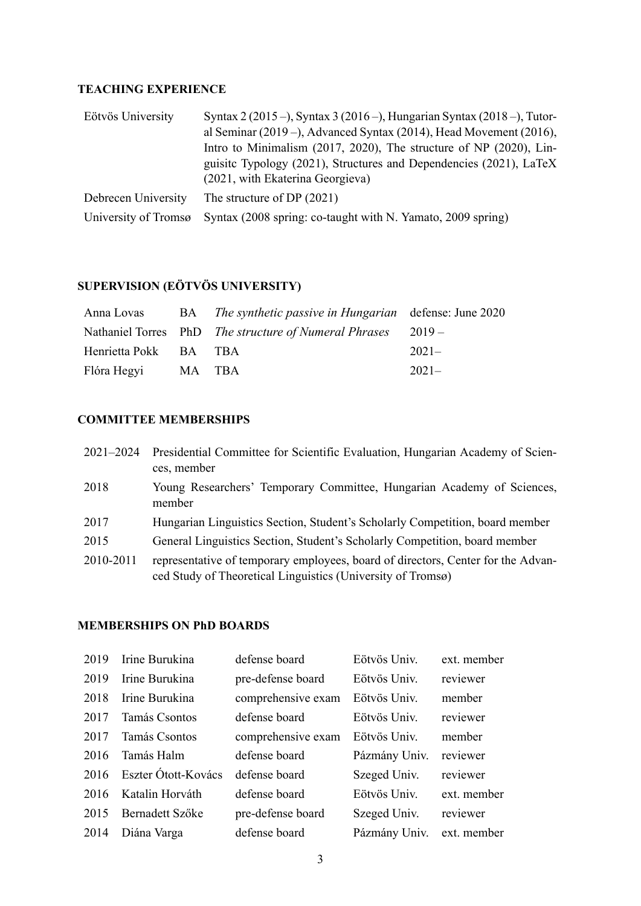## TEACHING EXPERIENCE

| | |
|---|---|
| Eötvös University | Syntax 2 (2015 –), Syntax 3 (2016 –), Hungarian Syntax (2018 –), Tutoral Seminar (2019 –), Advanced Syntax (2014), Head Movement (2016), Intro to Minimalism (2017, 2020), The structure of NP (2020), Linguisitc Typology (2021), Structures and Dependencies (2021), LaTeX (2021, with Ekaterina Georgieva) |
| Debrecen University | The structure of DP (2021) |
| University of Tromsø | Syntax (2008 spring: co-taught with N. Yamato, 2009 spring) |

## SUPERVISION (EÖTVÖS UNIVERSITY)

| | | | |
|---|---|---|---|
| Anna Lovas | BA | *The synthetic passive in Hungarian* | defense: June 2020 |
| Nathaniel Torres | PhD | *The structure of Numeral Phrases* | 2019 – |
| Henrietta Pokk | BA | TBA | 2021– |
| Flóra Hegyi | MA | TBA | 2021– |

## COMMITTEE MEMBERSHIPS

| | |
|---|---|
| 2021–2024 | Presidential Committee for Scientific Evaluation, Hungarian Academy of Sciences, member |
| 2018 | Young Researchers' Temporary Committee, Hungarian Academy of Sciences, member |
| 2017 | Hungarian Linguistics Section, Student's Scholarly Competition, board member |
| 2015 | General Linguistics Section, Student's Scholarly Competition, board member |
| 2010-2011 | representative of temporary employees, board of directors, Center for the Advanced Study of Theoretical Linguistics (University of Tromsø) |

## MEMBERSHIPS ON PhD BOARDS

| | | | | |
|---|---|---|---|---|
| 2019 | Irine Burukina | defense board | Eötvös Univ. | ext. member |
| 2019 | Irine Burukina | pre-defense board | Eötvös Univ. | reviewer |
| 2018 | Irine Burukina | comprehensive exam | Eötvös Univ. | member |
| 2017 | Tamás Csontos | defense board | Eötvös Univ. | reviewer |
| 2017 | Tamás Csontos | comprehensive exam | Eötvös Univ. | member |
| 2016 | Tamás Halm | defense board | Pázmány Univ. | reviewer |
| 2016 | Eszter Ótott-Kovács | defense board | Szeged Univ. | reviewer |
| 2016 | Katalin Horváth | defense board | Eötvös Univ. | ext. member |
| 2015 | Bernadett Szőke | pre-defense board | Szeged Univ. | reviewer |
| 2014 | Diána Varga | defense board | Pázmány Univ. | ext. member |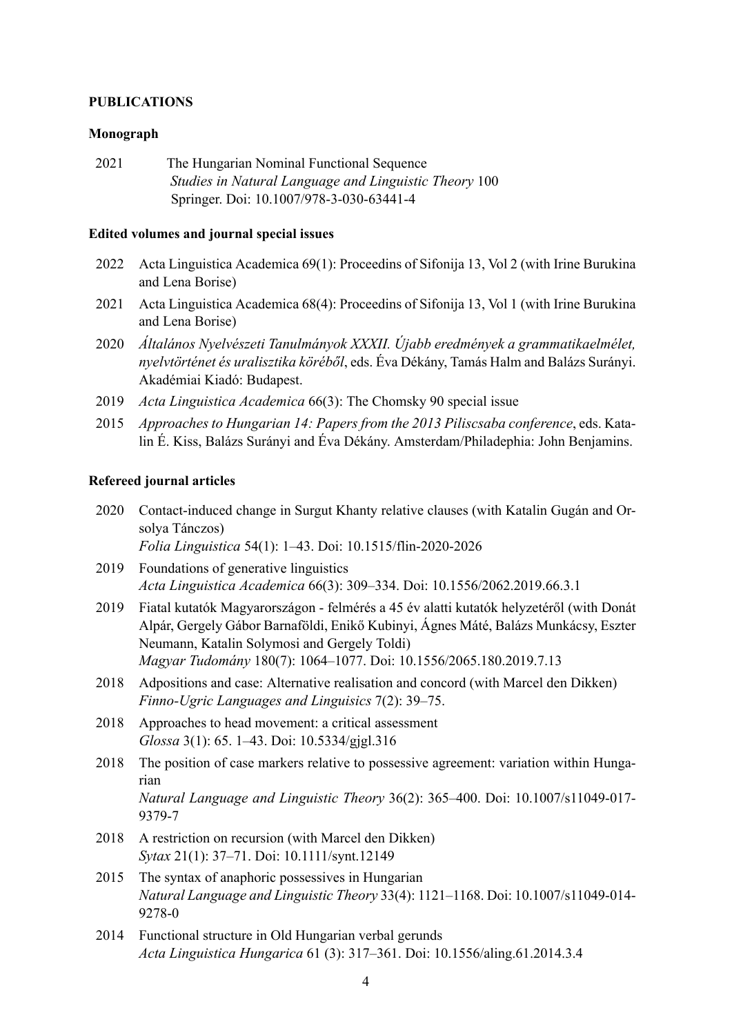**PUBLICATIONS**

**Monograph**

2021 The Hungarian Nominal Functional Sequence
*Studies in Natural Language and Linguistic Theory* 100
Springer. Doi: 10.1007/978-3-030-63441-4

**Edited volumes and journal special issues**

2022 Acta Linguistica Academica 69(1): Proceedins of Sifonija 13, Vol 2 (with Irine Burukina and Lena Borise)

2021 Acta Linguistica Academica 68(4): Proceedins of Sifonija 13, Vol 1 (with Irine Burukina and Lena Borise)

2020 *Általános Nyelvészeti Tanulmányok XXXII. Újabb eredmények a grammatikaelmélet, nyelvtörténet és uralisztika köréből*, eds. Éva Dékány, Tamás Halm and Balázs Surányi. Akadémiai Kiadó: Budapest.

2019 *Acta Linguistica Academica* 66(3): The Chomsky 90 special issue

2015 *Approaches to Hungarian 14: Papers from the 2013 Piliscsaba conference*, eds. Katalin É. Kiss, Balázs Surányi and Éva Dékány. Amsterdam/Philadephia: John Benjamins.

**Refereed journal articles**

2020 Contact-induced change in Surgut Khanty relative clauses (with Katalin Gugán and Orsolya Tánczos)
*Folia Linguistica* 54(1): 1–43. Doi: 10.1515/flin-2020-2026

2019 Foundations of generative linguistics
*Acta Linguistica Academica* 66(3): 309–334. Doi: 10.1556/2062.2019.66.3.1

2019 Fiatal kutatók Magyarországon - felmérés a 45 év alatti kutatók helyzetéről (with Donát Alpár, Gergely Gábor Barnaföldi, Enikő Kubinyi, Ágnes Máté, Balázs Munkácsy, Eszter Neumann, Katalin Solymosi and Gergely Toldi)
*Magyar Tudomány* 180(7): 1064–1077. Doi: 10.1556/2065.180.2019.7.13

2018 Adpositions and case: Alternative realisation and concord (with Marcel den Dikken)
*Finno-Ugric Languages and Linguisics* 7(2): 39–75.

2018 Approaches to head movement: a critical assessment
*Glossa* 3(1): 65. 1–43. Doi: 10.5334/gjgl.316

2018 The position of case markers relative to possessive agreement: variation within Hungarian
*Natural Language and Linguistic Theory* 36(2): 365–400. Doi: 10.1007/s11049-017-9379-7

2018 A restriction on recursion (with Marcel den Dikken)
*Sytax* 21(1): 37–71. Doi: 10.1111/synt.12149

2015 The syntax of anaphoric possessives in Hungarian
*Natural Language and Linguistic Theory* 33(4): 1121–1168. Doi: 10.1007/s11049-014-9278-0

2014 Functional structure in Old Hungarian verbal gerunds
*Acta Linguistica Hungarica* 61 (3): 317–361. Doi: 10.1556/aling.61.2014.3.4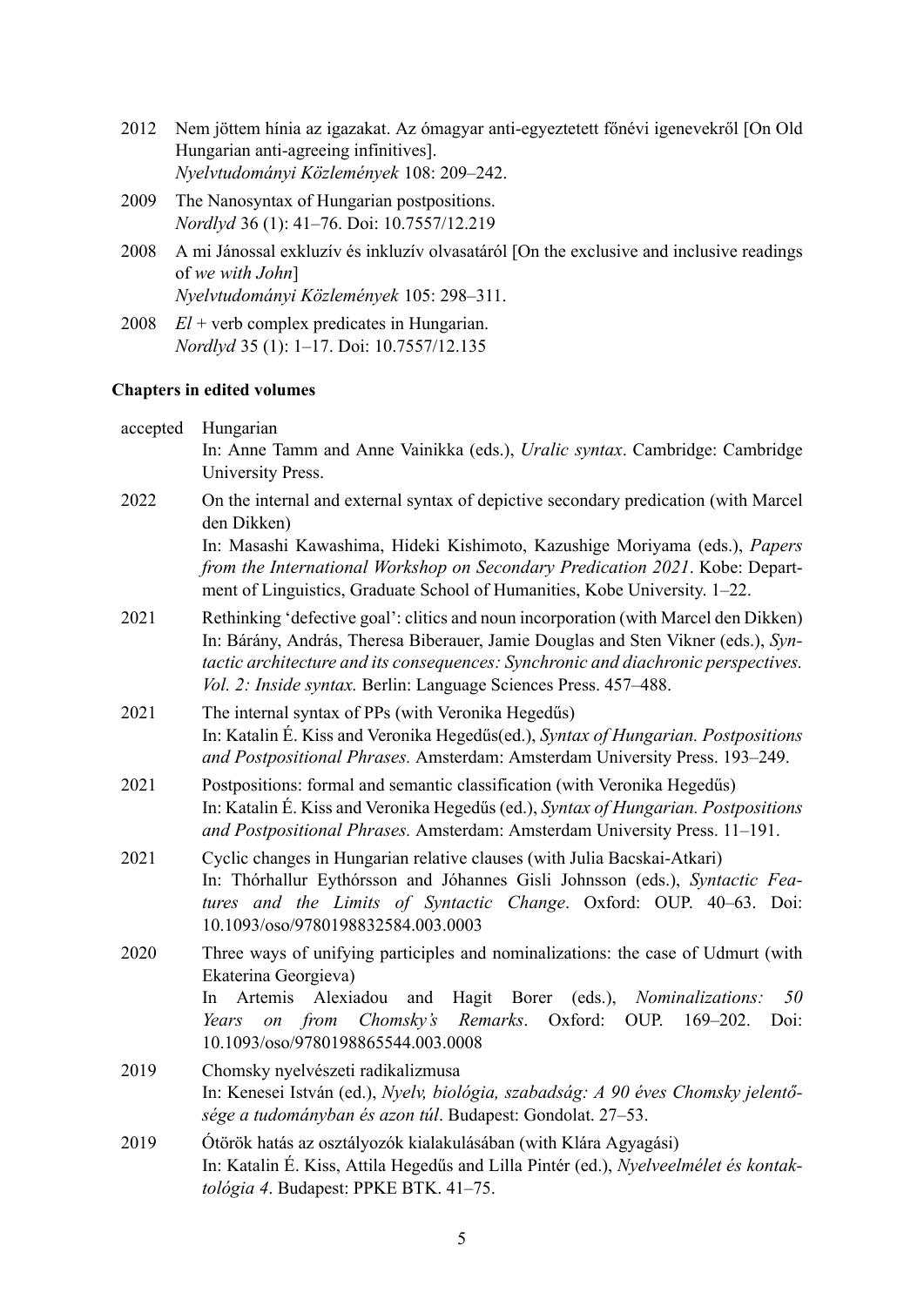2012 Nem jöttem hínia az igazakat. Az ómagyar anti-egyeztetett főnévi igenevekről [On Old Hungarian anti-agreeing infinitives].
*Nyelvtudományi Közlemények* 108: 209–242.

2009 The Nanosyntax of Hungarian postpositions.
*Nordlyd* 36 (1): 41–76. Doi: 10.7557/12.219

2008 A mi Jánossal exkluzív és inkluzív olvasatáról [On the exclusive and inclusive readings of *we with John*]
*Nyelvtudományi Közlemények* 105: 298–311.

2008 *El* + verb complex predicates in Hungarian.
*Nordlyd* 35 (1): 1–17. Doi: 10.7557/12.135

**Chapters in edited volumes**

accepted Hungarian
In: Anne Tamm and Anne Vainikka (eds.), *Uralic syntax*. Cambridge: Cambridge University Press.

2022 On the internal and external syntax of depictive secondary predication (with Marcel den Dikken)
In: Masashi Kawashima, Hideki Kishimoto, Kazushige Moriyama (eds.), *Papers from the International Workshop on Secondary Predication 2021*. Kobe: Department of Linguistics, Graduate School of Humanities, Kobe University. 1–22.

2021 Rethinking 'defective goal': clitics and noun incorporation (with Marcel den Dikken)
In: Bárány, András, Theresa Biberauer, Jamie Douglas and Sten Vikner (eds.), *Syntactic architecture and its consequences: Synchronic and diachronic perspectives. Vol. 2: Inside syntax.* Berlin: Language Sciences Press. 457–488.

2021 The internal syntax of PPs (with Veronika Hegedűs)
In: Katalin É. Kiss and Veronika Hegedűs(ed.), *Syntax of Hungarian. Postpositions and Postpositional Phrases.* Amsterdam: Amsterdam University Press. 193–249.

2021 Postpositions: formal and semantic classification (with Veronika Hegedűs)
In: Katalin É. Kiss and Veronika Hegedűs (ed.), *Syntax of Hungarian. Postpositions and Postpositional Phrases.* Amsterdam: Amsterdam University Press. 11–191.

2021 Cyclic changes in Hungarian relative clauses (with Julia Bacskai-Atkari)
In: Thórhallur Eythórsson and Jóhannes Gisli Johnsson (eds.), *Syntactic Features and the Limits of Syntactic Change*. Oxford: OUP. 40–63. Doi: 10.1093/oso/9780198832584.003.0003

2020 Three ways of unifying participles and nominalizations: the case of Udmurt (with Ekaterina Georgieva)
In Artemis Alexiadou and Hagit Borer (eds.), *Nominalizations: 50 Years on from Chomsky's Remarks*. Oxford: OUP. 169–202. Doi: 10.1093/oso/9780198865544.003.0008

2019 Chomsky nyelvészeti radikalizmusa
In: Kenesei István (ed.), *Nyelv, biológia, szabadság: A 90 éves Chomsky jelentősége a tudományban és azon túl*. Budapest: Gondolat. 27–53.

2019 Ótörök hatás az osztályozók kialakulásában (with Klára Agyagási)
In: Katalin É. Kiss, Attila Hegedűs and Lilla Pintér (ed.), *Nyelveelmélet és kontaktológia 4*. Budapest: PPKE BTK. 41–75.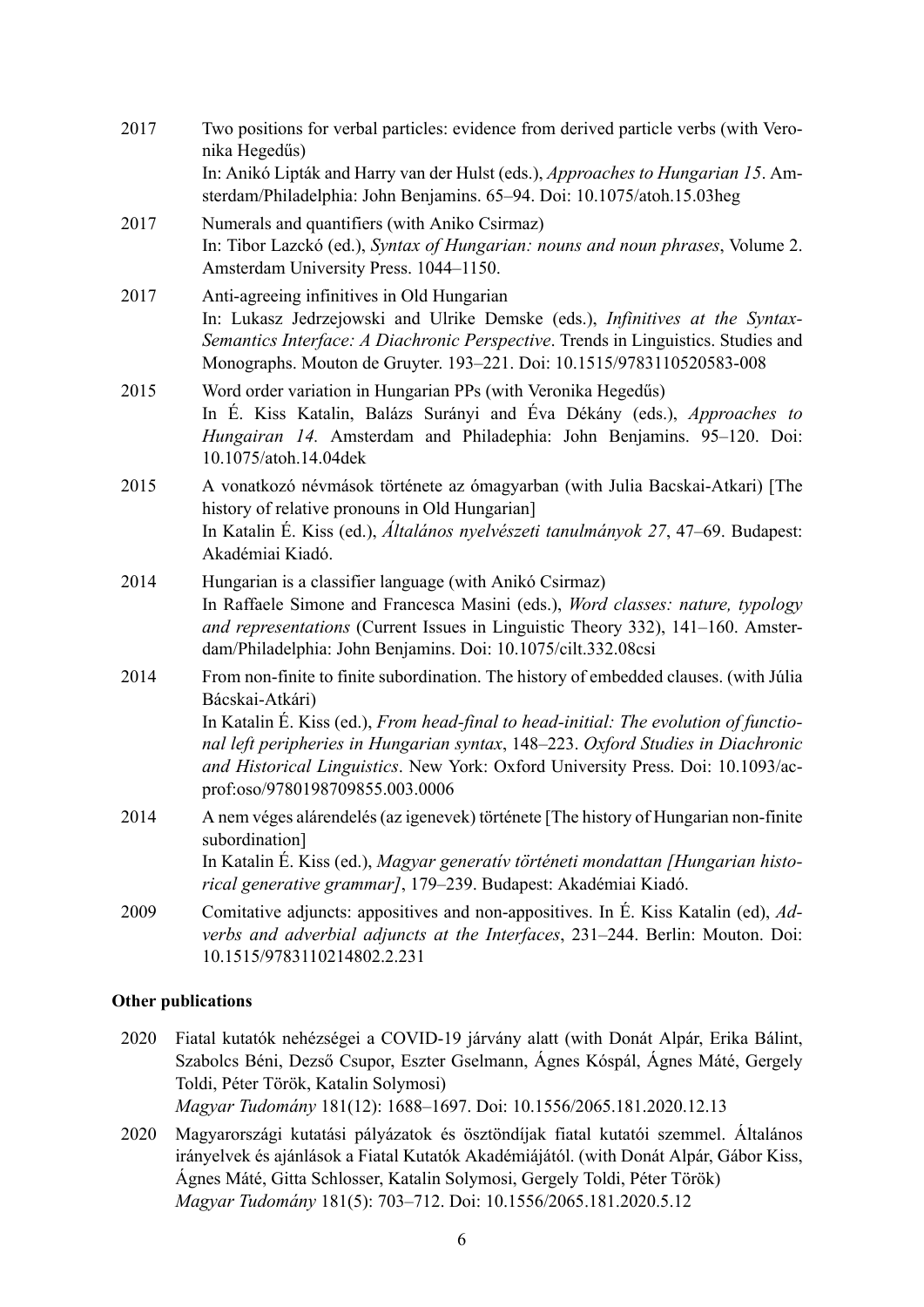2017 Two positions for verbal particles: evidence from derived particle verbs (with Veronika Hegedűs)
In: Anikó Lipták and Harry van der Hulst (eds.), *Approaches to Hungarian 15*. Amsterdam/Philadelphia: John Benjamins. 65–94. Doi: 10.1075/atoh.15.03heg

2017 Numerals and quantifiers (with Aniko Csirmaz)
In: Tibor Lazckó (ed.), *Syntax of Hungarian: nouns and noun phrases*, Volume 2. Amsterdam University Press. 1044–1150.

2017 Anti-agreeing infinitives in Old Hungarian
In: Lukasz Jedrzejowski and Ulrike Demske (eds.), *Infinitives at the Syntax-Semantics Interface: A Diachronic Perspective*. Trends in Linguistics. Studies and Monographs. Mouton de Gruyter. 193–221. Doi: 10.1515/9783110520583-008

2015 Word order variation in Hungarian PPs (with Veronika Hegedűs)
In É. Kiss Katalin, Balázs Surányi and Éva Dékány (eds.), *Approaches to Hungairan 14.* Amsterdam and Philadephia: John Benjamins. 95–120. Doi: 10.1075/atoh.14.04dek

2015 A vonatkozó névmások története az ómagyarban (with Julia Bacskai-Atkari) [The history of relative pronouns in Old Hungarian]
In Katalin É. Kiss (ed.), *Általános nyelvészeti tanulmányok 27*, 47–69. Budapest: Akadémiai Kiadó.

2014 Hungarian is a classifier language (with Anikó Csirmaz)
In Raffaele Simone and Francesca Masini (eds.), *Word classes: nature, typology and representations* (Current Issues in Linguistic Theory 332), 141–160. Amsterdam/Philadelphia: John Benjamins. Doi: 10.1075/cilt.332.08csi

2014 From non-finite to finite subordination. The history of embedded clauses. (with Júlia Bácskai-Atkári)
In Katalin É. Kiss (ed.), *From head-final to head-initial: The evolution of functional left peripheries in Hungarian syntax*, 148–223. *Oxford Studies in Diachronic and Historical Linguistics*. New York: Oxford University Press. Doi: 10.1093/acprof:oso/9780198709855.003.0006

2014 A nem véges alárendelés (az igenevek) története [The history of Hungarian non-finite subordination]
In Katalin É. Kiss (ed.), *Magyar generatív történeti mondattan [Hungarian historical generative grammar]*, 179–239. Budapest: Akadémiai Kiadó.

2009 Comitative adjuncts: appositives and non-appositives. In É. Kiss Katalin (ed), *Adverbs and adverbial adjuncts at the Interfaces*, 231–244. Berlin: Mouton. Doi: 10.1515/9783110214802.2.231

**Other publications**

2020 Fiatal kutatók nehézségei a COVID-19 járvány alatt (with Donát Alpár, Erika Bálint, Szabolcs Béni, Dezső Csupor, Eszter Gselmann, Ágnes Kóspál, Ágnes Máté, Gergely Toldi, Péter Török, Katalin Solymosi)
*Magyar Tudomány* 181(12): 1688–1697. Doi: 10.1556/2065.181.2020.12.13

2020 Magyarországi kutatási pályázatok és ösztöndíjak fiatal kutatói szemmel. Általános irányelvek és ajánlások a Fiatal Kutatók Akadémiájától. (with Donát Alpár, Gábor Kiss, Ágnes Máté, Gitta Schlosser, Katalin Solymosi, Gergely Toldi, Péter Török)
*Magyar Tudomány* 181(5): 703–712. Doi: 10.1556/2065.181.2020.5.12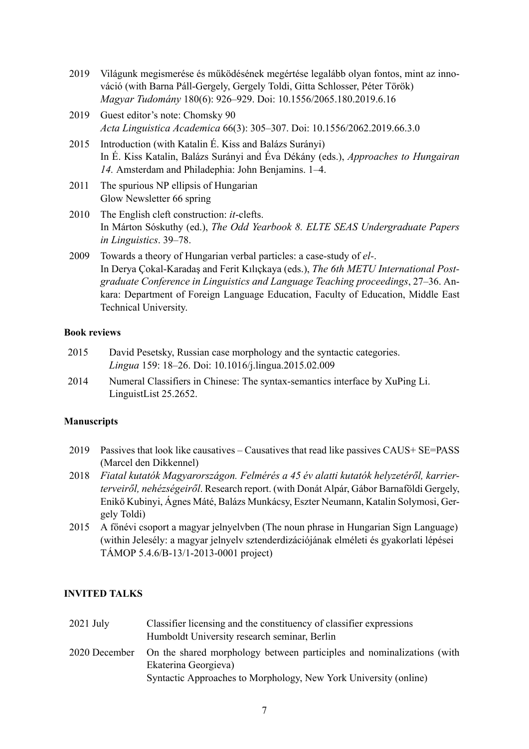2019 Világunk megismerése és működésének megértése legalább olyan fontos, mint az innováció (with Barna Páll-Gergely, Gergely Toldi, Gitta Schlosser, Péter Török)
*Magyar Tudomány* 180(6): 926–929. Doi: 10.1556/2065.180.2019.6.16

2019 Guest editor's note: Chomsky 90
*Acta Linguistica Academica* 66(3): 305–307. Doi: 10.1556/2062.2019.66.3.0

2015 Introduction (with Katalin É. Kiss and Balázs Surányi)
In É. Kiss Katalin, Balázs Surányi and Éva Dékány (eds.), *Approaches to Hungairan 14.* Amsterdam and Philadephia: John Benjamins. 1–4.

2011 The spurious NP ellipsis of Hungarian
Glow Newsletter 66 spring

2010 The English cleft construction: *it*-clefts.
In Márton Sóskuthy (ed.), *The Odd Yearbook 8. ELTE SEAS Undergraduate Papers in Linguistics*. 39–78.

2009 Towards a theory of Hungarian verbal particles: a case-study of *el-*.
In Derya Çokal-Karadaş and Ferit Kılıçkaya (eds.), *The 6th METU International Postgraduate Conference in Linguistics and Language Teaching proceedings*, 27–36. Ankara: Department of Foreign Language Education, Faculty of Education, Middle East Technical University.

**Book reviews**

2015 David Pesetsky, Russian case morphology and the syntactic categories.
*Lingua* 159: 18–26. Doi: 10.1016/j.lingua.2015.02.009

2014 Numeral Classifiers in Chinese: The syntax-semantics interface by XuPing Li.
LinguistList 25.2652.

**Manuscripts**

2019 Passives that look like causatives – Causatives that read like passives CAUS+ SE=PASS (Marcel den Dikkennel)

2018 *Fiatal kutatók Magyarországon. Felmérés a 45 év alatti kutatók helyzetéről, karrierterveiről, nehézségeiről*. Research report. (with Donát Alpár, Gábor Barnaföldi Gergely, Enikő Kubinyi, Ágnes Máté, Balázs Munkácsy, Eszter Neumann, Katalin Solymosi, Gergely Toldi)

2015 A főnévi csoport a magyar jelnyelvben (The noun phrase in Hungarian Sign Language) (within Jelesély: a magyar jelnyelv sztenderdizációjának elméleti és gyakorlati lépései TÁMOP 5.4.6/B-13/1-2013-0001 project)

## INVITED TALKS

2021 July Classifier licensing and the constituency of classifier expressions
Humboldt University research seminar, Berlin

2020 December On the shared morphology between participles and nominalizations (with Ekaterina Georgieva)
Syntactic Approaches to Morphology, New York University (online)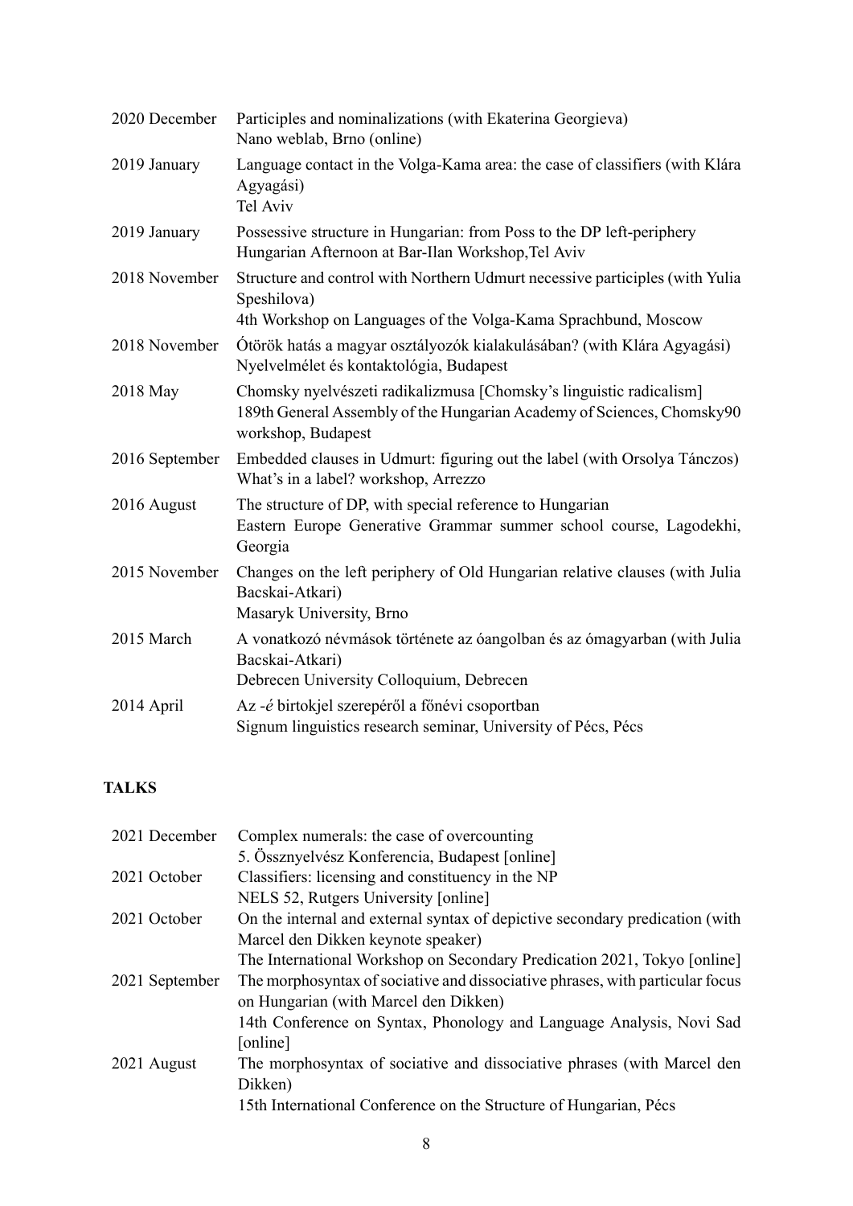| | |
|---|---|
| 2020 December | Participles and nominalizations (with Ekaterina Georgieva)<br>Nano weblab, Brno (online) |
| 2019 January | Language contact in the Volga-Kama area: the case of classifiers (with Klára Agyagási)<br>Tel Aviv |
| 2019 January | Possessive structure in Hungarian: from Poss to the DP left-periphery<br>Hungarian Afternoon at Bar-Ilan Workshop,Tel Aviv |
| 2018 November | Structure and control with Northern Udmurt necessive participles (with Yulia Speshilova)<br>4th Workshop on Languages of the Volga-Kama Sprachbund, Moscow |
| 2018 November | Ótörök hatás a magyar osztályozók kialakulásában? (with Klára Agyagási)<br>Nyelvelmélet és kontaktológia, Budapest |
| 2018 May | Chomsky nyelvészeti radikalizmusa [Chomsky's linguistic radicalism]<br>189th General Assembly of the Hungarian Academy of Sciences, Chomsky90 workshop, Budapest |
| 2016 September | Embedded clauses in Udmurt: figuring out the label (with Orsolya Tánczos)<br>What's in a label? workshop, Arrezzo |
| 2016 August | The structure of DP, with special reference to Hungarian<br>Eastern Europe Generative Grammar summer school course, Lagodekhi, Georgia |
| 2015 November | Changes on the left periphery of Old Hungarian relative clauses (with Julia Bacskai-Atkari)<br>Masaryk University, Brno |
| 2015 March | A vonatkozó névmások története az óangolban és az ómagyarban (with Julia Bacskai-Atkari)<br>Debrecen University Colloquium, Debrecen |
| 2014 April | Az *-é* birtokjel szerepéről a főnévi csoportban<br>Signum linguistics research seminar, University of Pécs, Pécs |

**TALKS**

| | |
|---|---|
| 2021 December | Complex numerals: the case of overcounting<br>5. Össznyelvész Konferencia, Budapest [online] |
| 2021 October | Classifiers: licensing and constituency in the NP<br>NELS 52, Rutgers University [online] |
| 2021 October | On the internal and external syntax of depictive secondary predication (with Marcel den Dikken keynote speaker)<br>The International Workshop on Secondary Predication 2021, Tokyo [online] |
| 2021 September | The morphosyntax of sociative and dissociative phrases, with particular focus on Hungarian (with Marcel den Dikken)<br>14th Conference on Syntax, Phonology and Language Analysis, Novi Sad [online] |
| 2021 August | The morphosyntax of sociative and dissociative phrases (with Marcel den Dikken)<br>15th International Conference on the Structure of Hungarian, Pécs |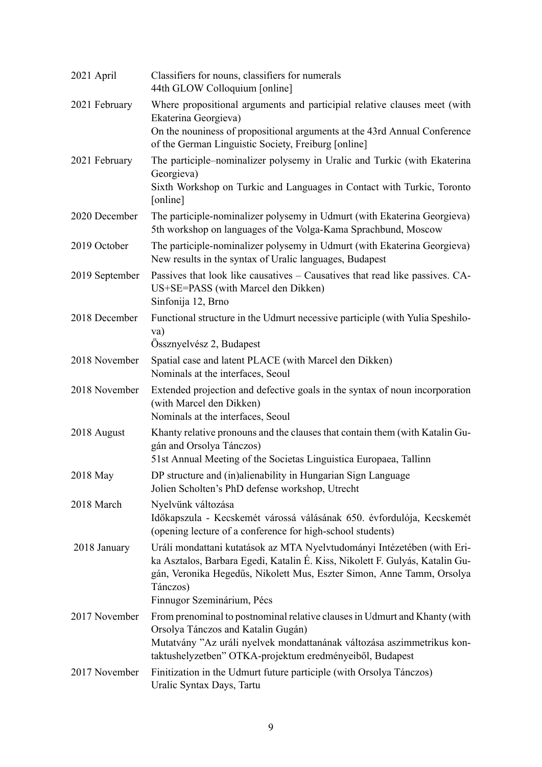| | |
|---|---|
| 2021 April | Classifiers for nouns, classifiers for numerals<br>44th GLOW Colloquium [online] |
| 2021 February | Where propositional arguments and participial relative clauses meet (with Ekaterina Georgieva)<br>On the nouniness of propositional arguments at the 43rd Annual Conference of the German Linguistic Society, Freiburg [online] |
| 2021 February | The participle–nominalizer polysemy in Uralic and Turkic (with Ekaterina Georgieva)<br>Sixth Workshop on Turkic and Languages in Contact with Turkic, Toronto [online] |
| 2020 December | The participle-nominalizer polysemy in Udmurt (with Ekaterina Georgieva)<br>5th workshop on languages of the Volga-Kama Sprachbund, Moscow |
| 2019 October | The participle-nominalizer polysemy in Udmurt (with Ekaterina Georgieva)<br>New results in the syntax of Uralic languages, Budapest |
| 2019 September | Passives that look like causatives – Causatives that read like passives. CAUS+SE=PASS (with Marcel den Dikken)<br>Sinfonija 12, Brno |
| 2018 December | Functional structure in the Udmurt necessive participle (with Yulia Speshilova)<br>Össznyelvész 2, Budapest |
| 2018 November | Spatial case and latent PLACE (with Marcel den Dikken)<br>Nominals at the interfaces, Seoul |
| 2018 November | Extended projection and defective goals in the syntax of noun incorporation (with Marcel den Dikken)<br>Nominals at the interfaces, Seoul |
| 2018 August | Khanty relative pronouns and the clauses that contain them (with Katalin Gugán and Orsolya Tánczos)<br>51st Annual Meeting of the Societas Linguistica Europaea, Tallinn |
| 2018 May | DP structure and (in)alienability in Hungarian Sign Language<br>Jolien Scholten's PhD defense workshop, Utrecht |
| 2018 March | Nyelvünk változása<br>Időkapszula - Kecskemét várossá válásának 650. évfordulója, Kecskemét (opening lecture of a conference for high-school students) |
| 2018 January | Uráli mondattani kutatások az MTA Nyelvtudományi Intézetében (with Erika Asztalos, Barbara Egedi, Katalin É. Kiss, Nikolett F. Gulyás, Katalin Gugán, Veronika Hegedűs, Nikolett Mus, Eszter Simon, Anne Tamm, Orsolya Tánczos)<br>Finnugor Szeminárium, Pécs |
| 2017 November | From prenominal to postnominal relative clauses in Udmurt and Khanty (with Orsolya Tánczos and Katalin Gugán)<br>Mutatvány "Az uráli nyelvek mondattanának változása aszimmetrikus kontaktushelyzetben" OTKA-projektum eredményeiből, Budapest |
| 2017 November | Finitization in the Udmurt future participle (with Orsolya Tánczos)<br>Uralic Syntax Days, Tartu |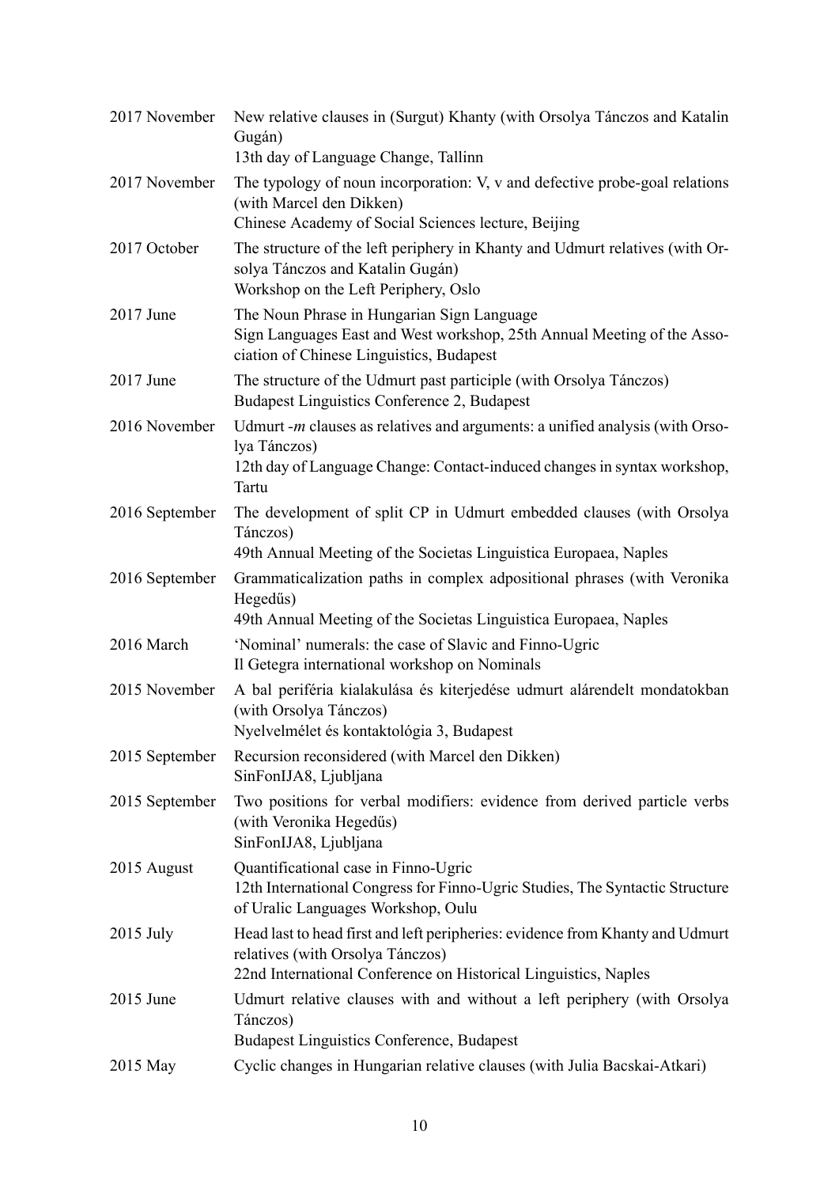| | |
|---|---|
| 2017 November | New relative clauses in (Surgut) Khanty (with Orsolya Tánczos and Katalin Gugán)<br>13th day of Language Change, Tallinn |
| 2017 November | The typology of noun incorporation: V, v and defective probe-goal relations (with Marcel den Dikken)<br>Chinese Academy of Social Sciences lecture, Beijing |
| 2017 October | The structure of the left periphery in Khanty and Udmurt relatives (with Orsolya Tánczos and Katalin Gugán)<br>Workshop on the Left Periphery, Oslo |
| 2017 June | The Noun Phrase in Hungarian Sign Language<br>Sign Languages East and West workshop, 25th Annual Meeting of the Association of Chinese Linguistics, Budapest |
| 2017 June | The structure of the Udmurt past participle (with Orsolya Tánczos)<br>Budapest Linguistics Conference 2, Budapest |
| 2016 November | Udmurt *-m* clauses as relatives and arguments: a unified analysis (with Orsolya Tánczos)<br>12th day of Language Change: Contact-induced changes in syntax workshop, Tartu |
| 2016 September | The development of split CP in Udmurt embedded clauses (with Orsolya Tánczos)<br>49th Annual Meeting of the Societas Linguistica Europaea, Naples |
| 2016 September | Grammaticalization paths in complex adpositional phrases (with Veronika Hegedűs)<br>49th Annual Meeting of the Societas Linguistica Europaea, Naples |
| 2016 March | 'Nominal' numerals: the case of Slavic and Finno-Ugric<br>Il Getegra international workshop on Nominals |
| 2015 November | A bal periféria kialakulása és kiterjedése udmurt alárendelt mondatokban (with Orsolya Tánczos)<br>Nyelvelmélet és kontaktológia 3, Budapest |
| 2015 September | Recursion reconsidered (with Marcel den Dikken)<br>SinFonIJA8, Ljubljana |
| 2015 September | Two positions for verbal modifiers: evidence from derived particle verbs (with Veronika Hegedűs)<br>SinFonIJA8, Ljubljana |
| 2015 August | Quantificational case in Finno-Ugric<br>12th International Congress for Finno-Ugric Studies, The Syntactic Structure of Uralic Languages Workshop, Oulu |
| 2015 July | Head last to head first and left peripheries: evidence from Khanty and Udmurt relatives (with Orsolya Tánczos)<br>22nd International Conference on Historical Linguistics, Naples |
| 2015 June | Udmurt relative clauses with and without a left periphery (with Orsolya Tánczos)<br>Budapest Linguistics Conference, Budapest |
| 2015 May | Cyclic changes in Hungarian relative clauses (with Julia Bacskai-Atkari) |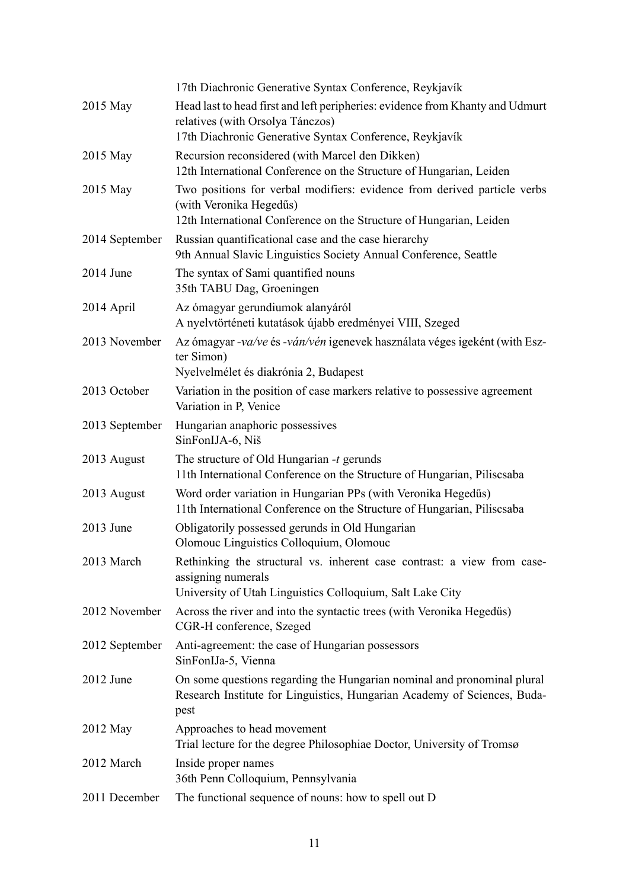| | |
|---|---|
| | 17th Diachronic Generative Syntax Conference, Reykjavík |
| 2015 May | Head last to head first and left peripheries: evidence from Khanty and Udmurt relatives (with Orsolya Tánczos)<br>17th Diachronic Generative Syntax Conference, Reykjavík |
| 2015 May | Recursion reconsidered (with Marcel den Dikken)<br>12th International Conference on the Structure of Hungarian, Leiden |
| 2015 May | Two positions for verbal modifiers: evidence from derived particle verbs (with Veronika Hegedűs)<br>12th International Conference on the Structure of Hungarian, Leiden |
| 2014 September | Russian quantificational case and the case hierarchy<br>9th Annual Slavic Linguistics Society Annual Conference, Seattle |
| 2014 June | The syntax of Sami quantified nouns<br>35th TABU Dag, Groeningen |
| 2014 April | Az ómagyar gerundiumok alanyáról<br>A nyelvtörténeti kutatások újabb eredményei VIII, Szeged |
| 2013 November | Az ómagyar *-va/ve* és *-ván/vén* igenevek használata véges igeként (with Eszter Simon)<br>Nyelvelmélet és diakrónia 2, Budapest |
| 2013 October | Variation in the position of case markers relative to possessive agreement<br>Variation in P, Venice |
| 2013 September | Hungarian anaphoric possessives<br>SinFonIJA-6, Niš |
| 2013 August | The structure of Old Hungarian *-t* gerunds<br>11th International Conference on the Structure of Hungarian, Piliscsaba |
| 2013 August | Word order variation in Hungarian PPs (with Veronika Hegedűs)<br>11th International Conference on the Structure of Hungarian, Piliscsaba |
| 2013 June | Obligatorily possessed gerunds in Old Hungarian<br>Olomouc Linguistics Colloquium, Olomouc |
| 2013 March | Rethinking the structural vs. inherent case contrast: a view from case-assigning numerals<br>University of Utah Linguistics Colloquium, Salt Lake City |
| 2012 November | Across the river and into the syntactic trees (with Veronika Hegedűs)<br>CGR-H conference, Szeged |
| 2012 September | Anti-agreement: the case of Hungarian possessors<br>SinFonIJa-5, Vienna |
| 2012 June | On some questions regarding the Hungarian nominal and pronominal plural<br>Research Institute for Linguistics, Hungarian Academy of Sciences, Budapest |
| 2012 May | Approaches to head movement<br>Trial lecture for the degree Philosophiae Doctor, University of Tromsø |
| 2012 March | Inside proper names<br>36th Penn Colloquium, Pennsylvania |
| 2011 December | The functional sequence of nouns: how to spell out D |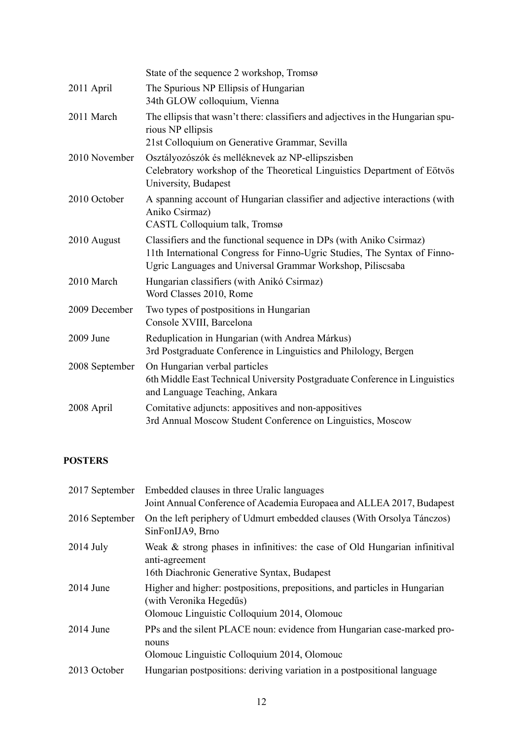| | |
|---|---|
| | State of the sequence 2 workshop, Tromsø |
| 2011 April | The Spurious NP Ellipsis of Hungarian<br>34th GLOW colloquium, Vienna |
| 2011 March | The ellipsis that wasn't there: classifiers and adjectives in the Hungarian spurious NP ellipsis<br>21st Colloquium on Generative Grammar, Sevilla |
| 2010 November | Osztályozószók és melléknevek az NP-ellipszisben<br>Celebratory workshop of the Theoretical Linguistics Department of Eötvös University, Budapest |
| 2010 October | A spanning account of Hungarian classifier and adjective interactions (with Aniko Csirmaz)<br>CASTL Colloquium talk, Tromsø |
| 2010 August | Classifiers and the functional sequence in DPs (with Aniko Csirmaz)<br>11th International Congress for Finno-Ugric Studies, The Syntax of Finno-Ugric Languages and Universal Grammar Workshop, Piliscsaba |
| 2010 March | Hungarian classifiers (with Anikó Csirmaz)<br>Word Classes 2010, Rome |
| 2009 December | Two types of postpositions in Hungarian<br>Console XVIII, Barcelona |
| 2009 June | Reduplication in Hungarian (with Andrea Márkus)<br>3rd Postgraduate Conference in Linguistics and Philology, Bergen |
| 2008 September | On Hungarian verbal particles<br>6th Middle East Technical University Postgraduate Conference in Linguistics and Language Teaching, Ankara |
| 2008 April | Comitative adjuncts: appositives and non-appositives<br>3rd Annual Moscow Student Conference on Linguistics, Moscow |

**POSTERS**

| | |
|---|---|
| 2017 September | Embedded clauses in three Uralic languages<br>Joint Annual Conference of Academia Europaea and ALLEA 2017, Budapest |
| 2016 September | On the left periphery of Udmurt embedded clauses (With Orsolya Tánczos)<br>SinFonIJA9, Brno |
| 2014 July | Weak & strong phases in infinitives: the case of Old Hungarian infinitival anti-agreement<br>16th Diachronic Generative Syntax, Budapest |
| 2014 June | Higher and higher: postpositions, prepositions, and particles in Hungarian (with Veronika Hegedűs)<br>Olomouc Linguistic Colloquium 2014, Olomouc |
| 2014 June | PPs and the silent PLACE noun: evidence from Hungarian case-marked pronouns<br>Olomouc Linguistic Colloquium 2014, Olomouc |
| 2013 October | Hungarian postpositions: deriving variation in a postpositional language |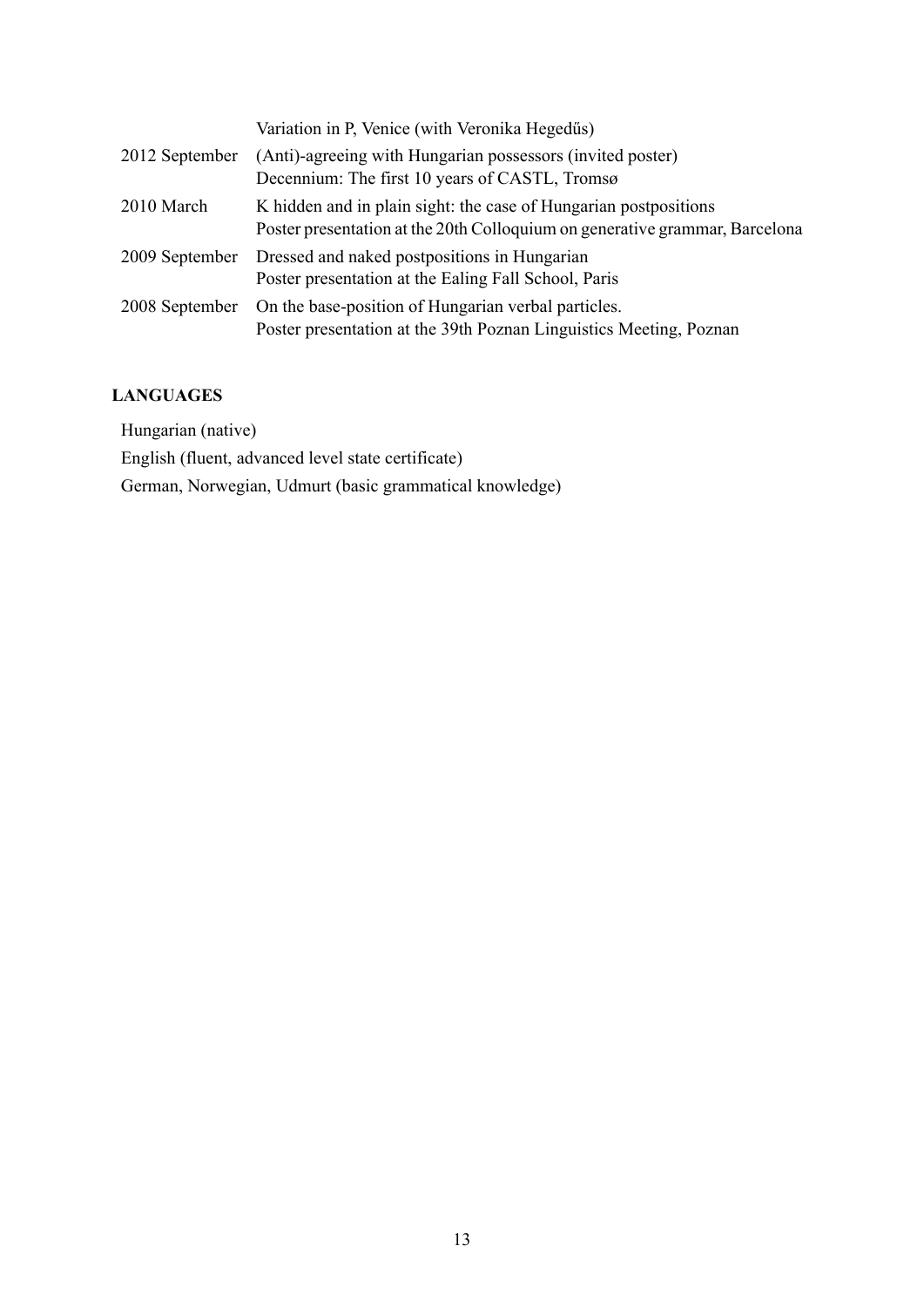| | |
|---|---|
| | Variation in P, Venice (with Veronika Hegedűs) |
| 2012 September | (Anti)-agreeing with Hungarian possessors (invited poster)<br>Decennium: The first 10 years of CASTL, Tromsø |
| 2010 March | K hidden and in plain sight: the case of Hungarian postpositions<br>Poster presentation at the 20th Colloquium on generative grammar, Barcelona |
| 2009 September | Dressed and naked postpositions in Hungarian<br>Poster presentation at the Ealing Fall School, Paris |
| 2008 September | On the base-position of Hungarian verbal particles.<br>Poster presentation at the 39th Poznan Linguistics Meeting, Poznan |

**LANGUAGES**

Hungarian (native)

English (fluent, advanced level state certificate)

German, Norwegian, Udmurt (basic grammatical knowledge)